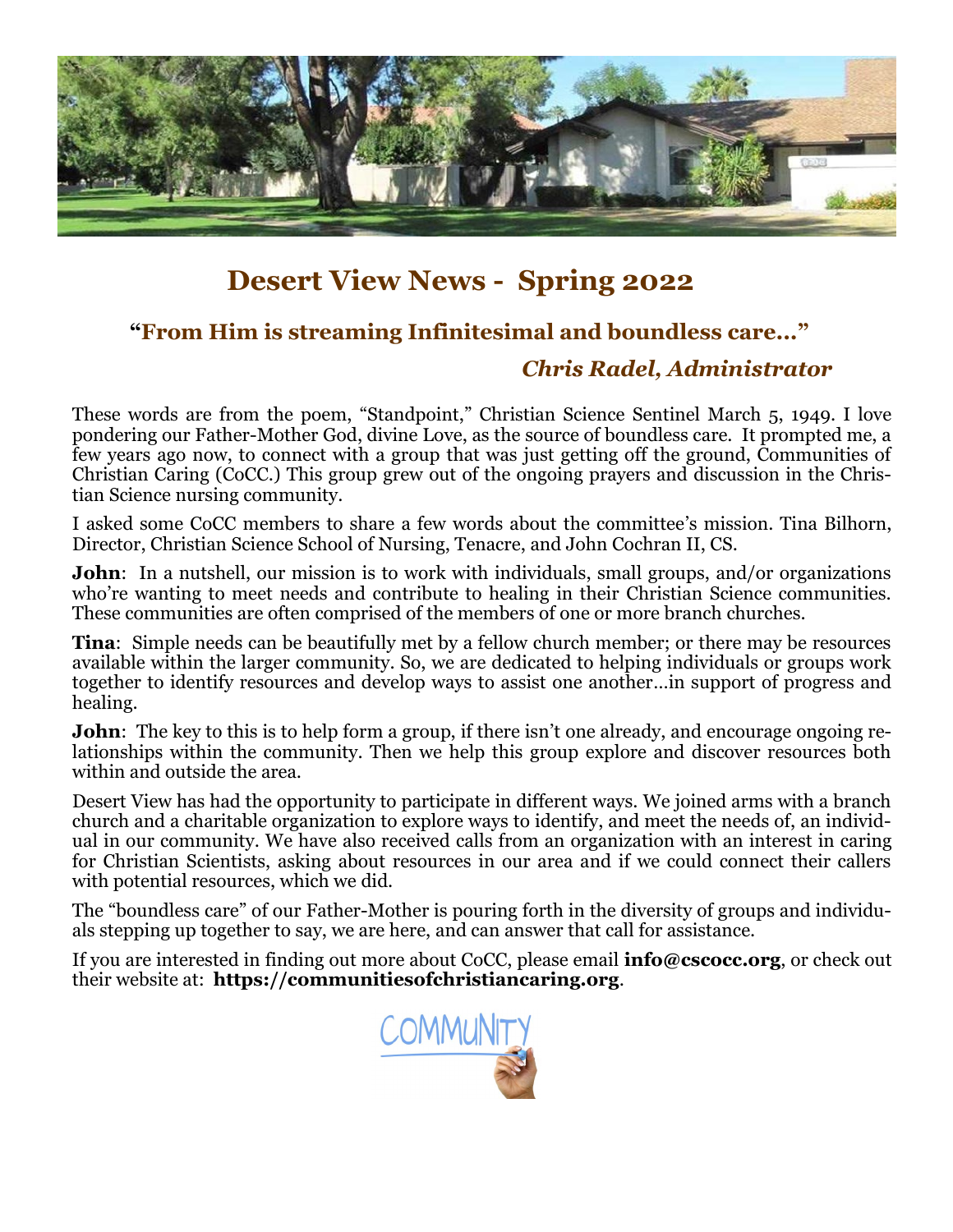# Desert View News - Spring 2022

## "From Him is streaming Infinitesimal and boundless care..."

### *Chris Radel, Administrator*

These words are from the poem, "Standpoint," Christian Science Sentinel March 5, 1949. I love pondering our Father-Mother God, divine Love, as the source of boundless care. It prompted me, a few years ago now, to connect with a group that was just getting off the ground, Communities of Christian Caring (CoCC.) This group grew out of the ongoing prayers and discussion in the Christian Science nursing community.

I asked some CoCC members to share a few words about the committee's mission. Tina Bilhorn, Director, Christian Science School of Nursing, Tenacre, and John Cochran II, CS.

**John**: In a nutshell, our mission is to work with individuals, small groups, and/or organizations who're wanting to meet needs and contribute to healing in their Christian Science communities. These communities are often comprised of the members of one or more branch churches.

**Tina**: Simple needs can be beautifully met by a fellow church member; or there may be resources available within the larger community. So, we are dedicated to helping individuals or groups work together to identify resources and develop ways to assist one another…in support of progress and healing.

**John**: The key to this is to help form a group, if there isn't one already, and encourage ongoing relationships within the community. Then we help this group explore and discover resources both within and outside the area.

Desert View has had the opportunity to participate in different ways. We joined arms with a branch church and a charitable organization to explore ways to identify, and meet the needs of, an individual in our community. We have also received calls from an organization with an interest in caring for Christian Scientists, asking about resources in our area and if we could connect their callers with potential resources, which we did.

The "boundless care" of our Father-Mother is pouring forth in the diversity of groups and individuals stepping up together to say, we are here, and can answer that call for assistance.

If you are interested in finding out more about CoCC, please email **info@cscocc.org**, or check out their website at: **https://communitiesofchristiancaring.org**.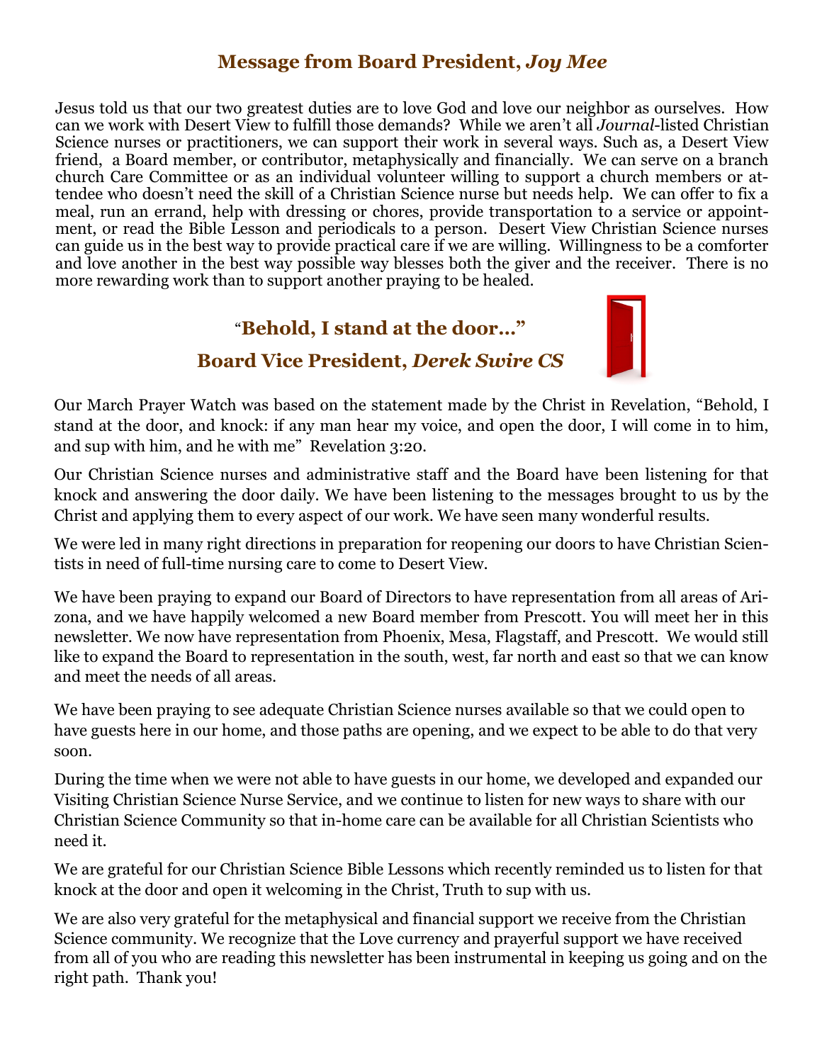## Message from Board President, *Joy Mee*

Jesus told us that our two greatest duties are to love God and love our neighbor as ourselves. How can we work with Desert View to fulfill those demands? While we aren't all *Journal*-listed Christian Science nurses or practitioners, we can support their work in several ways. Such as, a Desert View friend, a Board member, or contributor, metaphysically and financially. We can serve on a branch church Care Committee or as an individual volunteer willing to support a church members or attendee who doesn't need the skill of a Christian Science nurse but needs help. We can offer to fix a meal, run an errand, help with dressing or chores, provide transportation to a service or appointment, or read the Bible Lesson and periodicals to a person. Desert View Christian Science nurses can guide us in the best way to provide practical care if we are willing. Willingness to be a comforter and love another in the best way possible way blesses both the giver and the receiver. There is no more rewarding work than to support another praying to be healed.

## "Behold, I stand at the door…"

## Board Vice President, *Derek Swire CS*

Our March Prayer Watch was based on the statement made by the Christ in Revelation, "Behold, I stand at the door, and knock: if any man hear my voice, and open the door, I will come in to him, and sup with him, and he with me" Revelation 3:20.

Our Christian Science nurses and administrative staff and the Board have been listening for that knock and answering the door daily. We have been listening to the messages brought to us by the Christ and applying them to every aspect of our work. We have seen many wonderful results.

We were led in many right directions in preparation for reopening our doors to have Christian Scientists in need of full-time nursing care to come to Desert View.

We have been praying to expand our Board of Directors to have representation from all areas of Arizona, and we have happily welcomed a new Board member from Prescott. You will meet her in this newsletter. We now have representation from Phoenix, Mesa, Flagstaff, and Prescott. We would still like to expand the Board to representation in the south, west, far north and east so that we can know and meet the needs of all areas.

We have been praying to see adequate Christian Science nurses available so that we could open to have guests here in our home, and those paths are opening, and we expect to be able to do that very soon.

During the time when we were not able to have guests in our home, we developed and expanded our Visiting Christian Science Nurse Service, and we continue to listen for new ways to share with our Christian Science Community so that in-home care can be available for all Christian Scientists who need it.

We are grateful for our Christian Science Bible Lessons which recently reminded us to listen for that knock at the door and open it welcoming in the Christ, Truth to sup with us.

We are also very grateful for the metaphysical and financial support we receive from the Christian Science community. We recognize that the Love currency and prayerful support we have received from all of you who are reading this newsletter has been instrumental in keeping us going and on the right path. Thank you!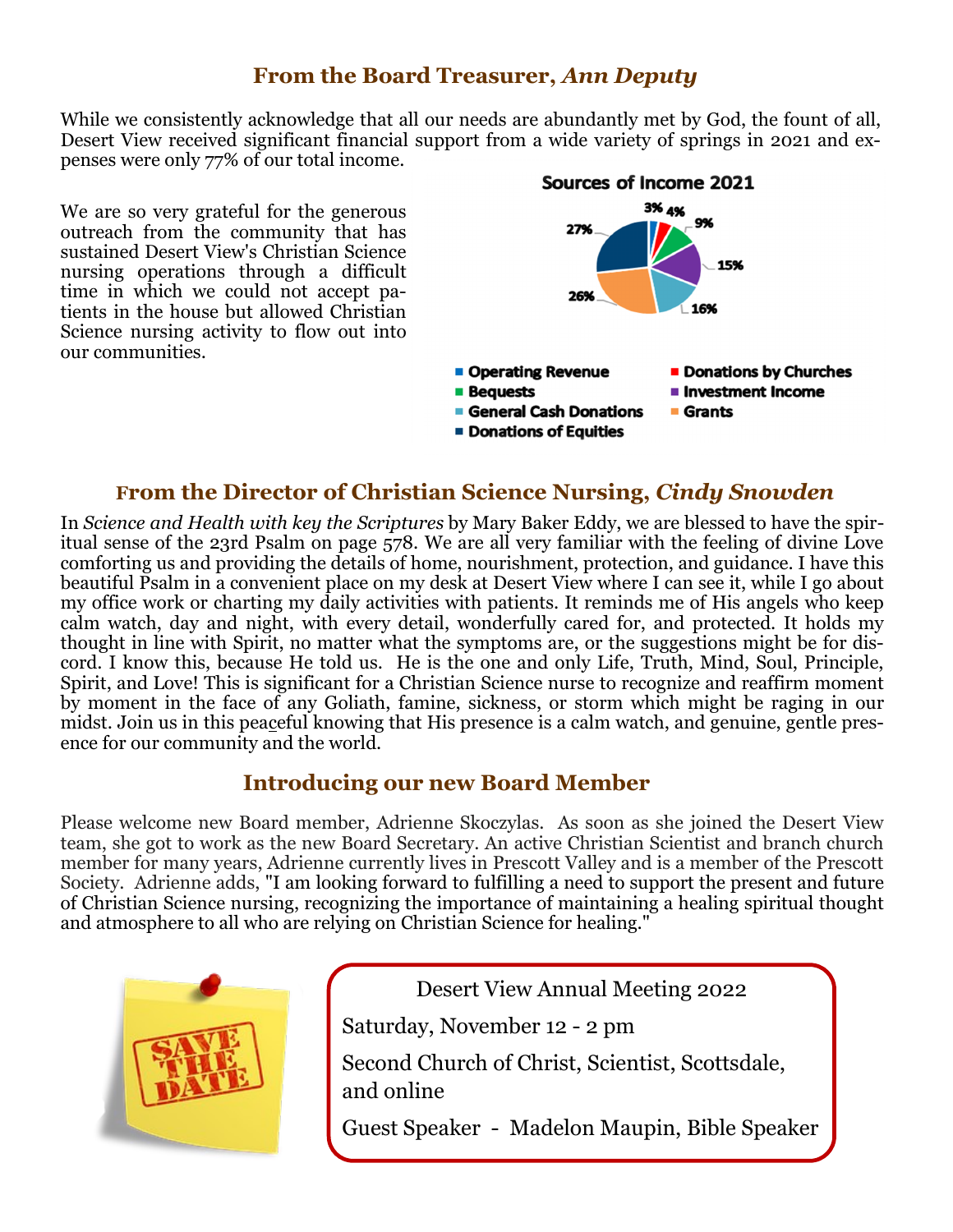## From the Board Treasurer, *Ann Deputy*

While we consistently acknowledge that all our needs are abundantly met by God, the fount of all, Desert View received significant financial support from a wide variety of springs in 2021 and expenses were only 77% of our total income.

We are so very grateful for the generous outreach from the community that has sustained Desert View's Christian Science nursing operations through a difficult time in which we could not accept patients in the house but allowed Christian Science nursing activity to flow out into our communities.

**Sources of Income 2021**

| Source | Percentage |
|---|---|
| Operating Revenue | 3% |
| Donations by Churches | 4% |
| Bequests | 9% |
| Investment Income | 15% |
| General Cash Donations | 16% |
| Grants | 26% |
| Donations of Equities | 27% |

## From the Director of Christian Science Nursing, *Cindy Snowden*

In *Science and Health with key the Scriptures* by Mary Baker Eddy, we are blessed to have the spiritual sense of the 23rd Psalm on page 578. We are all very familiar with the feeling of divine Love comforting us and providing the details of home, nourishment, protection, and guidance. I have this beautiful Psalm in a convenient place on my desk at Desert View where I can see it, while I go about my office work or charting my daily activities with patients. It reminds me of His angels who keep calm watch, day and night, with every detail, wonderfully cared for, and protected. It holds my thought in line with Spirit, no matter what the symptoms are, or the suggestions might be for discord. I know this, because He told us. He is the one and only Life, Truth, Mind, Soul, Principle, Spirit, and Love! This is significant for a Christian Science nurse to recognize and reaffirm moment by moment in the face of any Goliath, famine, sickness, or storm which might be raging in our midst. Join us in this peaceful knowing that His presence is a calm watch, and genuine, gentle presence for our community and the world.

## Introducing our new Board Member

Please welcome new Board member, Adrienne Skoczylas. As soon as she joined the Desert View team, she got to work as the new Board Secretary. An active Christian Scientist and branch church member for many years, Adrienne currently lives in Prescott Valley and is a member of the Prescott Society. Adrienne adds, "I am looking forward to fulfilling a need to support the present and future of Christian Science nursing, recognizing the importance of maintaining a healing spiritual thought and atmosphere to all who are relying on Christian Science for healing."

SAVE THE DATE

Desert View Annual Meeting 2022

Saturday, November 12 - 2 pm

Second Church of Christ, Scientist, Scottsdale, and online

Guest Speaker - Madelon Maupin, Bible Speaker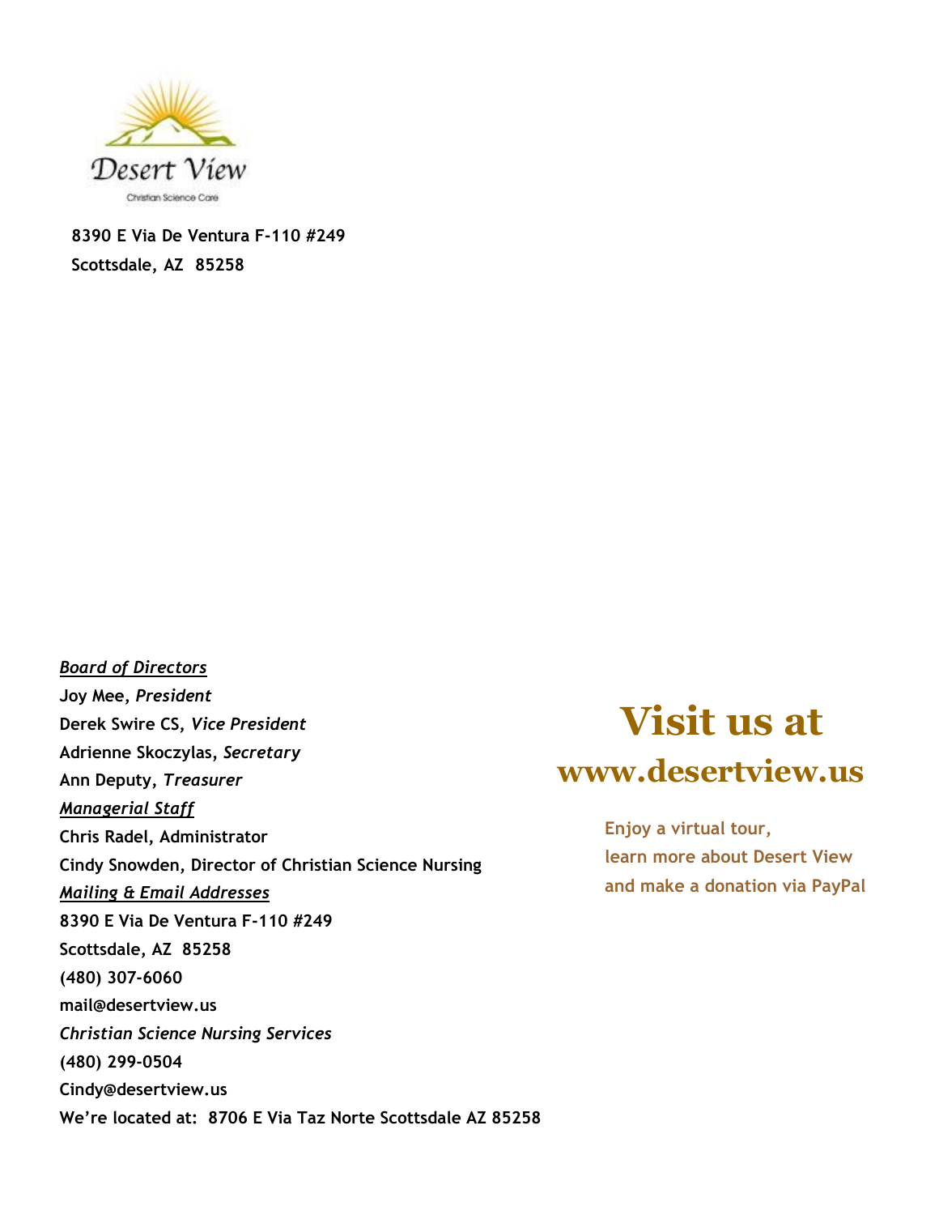Desert View

Christian Science Care

**8390 E Via De Ventura F-110 #249**
**Scottsdale, AZ 85258**

***Board of Directors***

**Joy Mee, *President***
**Derek Swire CS, *Vice President***
**Adrienne Skoczylas, *Secretary***
**Ann Deputy, *Treasurer***

***Managerial Staff***

**Chris Radel, Administrator**
**Cindy Snowden, Director of Christian Science Nursing**

***Mailing & Email Addresses***

**8390 E Via De Ventura F-110 #249**
**Scottsdale, AZ 85258**
**(480) 307-6060**
**mail@desertview.us**

***Christian Science Nursing Services***

**(480) 299-0504**
**Cindy@desertview.us**

**We're located at: 8706 E Via Taz Norte Scottsdale AZ 85258**

# Visit us at

## www.desertview.us

**Enjoy a virtual tour,**
**learn more about Desert View**
**and make a donation via PayPal**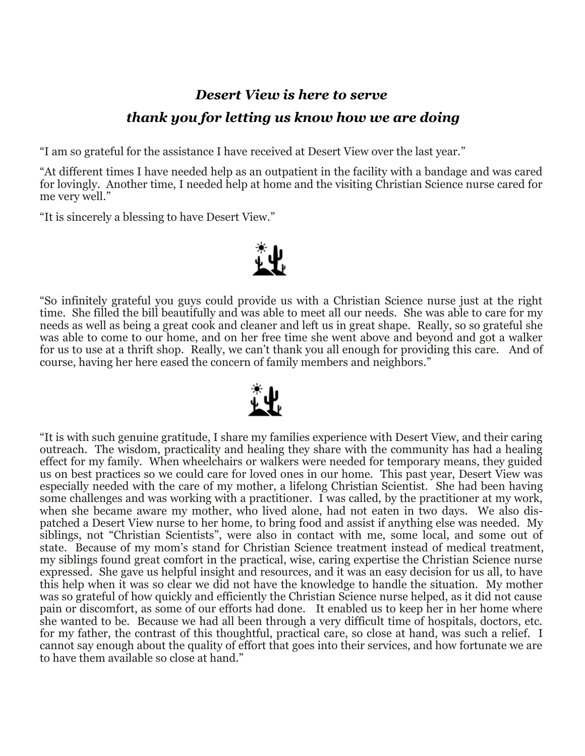***Desert View is here to serve***

***thank you for letting us know how we are doing***

"I am so grateful for the assistance I have received at Desert View over the last year."

"At different times I have needed help as an outpatient in the facility with a bandage and was cared for lovingly. Another time, I needed help at home and the visiting Christian Science nurse cared for me very well."

"It is sincerely a blessing to have Desert View."

"So infinitely grateful you guys could provide us with a Christian Science nurse just at the right time. She filled the bill beautifully and was able to meet all our needs. She was able to care for my needs as well as being a great cook and cleaner and left us in great shape. Really, so so grateful she was able to come to our home, and on her free time she went above and beyond and got a walker for us to use at a thrift shop. Really, we can't thank you all enough for providing this care. And of course, having her here eased the concern of family members and neighbors."

"It is with such genuine gratitude, I share my families experience with Desert View, and their caring outreach. The wisdom, practicality and healing they share with the community has had a healing effect for my family. When wheelchairs or walkers were needed for temporary means, they guided us on best practices so we could care for loved ones in our home. This past year, Desert View was especially needed with the care of my mother, a lifelong Christian Scientist. She had been having some challenges and was working with a practitioner. I was called, by the practitioner at my work, when she became aware my mother, who lived alone, had not eaten in two days. We also dispatched a Desert View nurse to her home, to bring food and assist if anything else was needed. My siblings, not "Christian Scientists", were also in contact with me, some local, and some out of state. Because of my mom's stand for Christian Science treatment instead of medical treatment, my siblings found great comfort in the practical, wise, caring expertise the Christian Science nurse expressed. She gave us helpful insight and resources, and it was an easy decision for us all, to have this help when it was so clear we did not have the knowledge to handle the situation. My mother was so grateful of how quickly and efficiently the Christian Science nurse helped, as it did not cause pain or discomfort, as some of our efforts had done. It enabled us to keep her in her home where she wanted to be. Because we had all been through a very difficult time of hospitals, doctors, etc. for my father, the contrast of this thoughtful, practical care, so close at hand, was such a relief. I cannot say enough about the quality of effort that goes into their services, and how fortunate we are to have them available so close at hand."